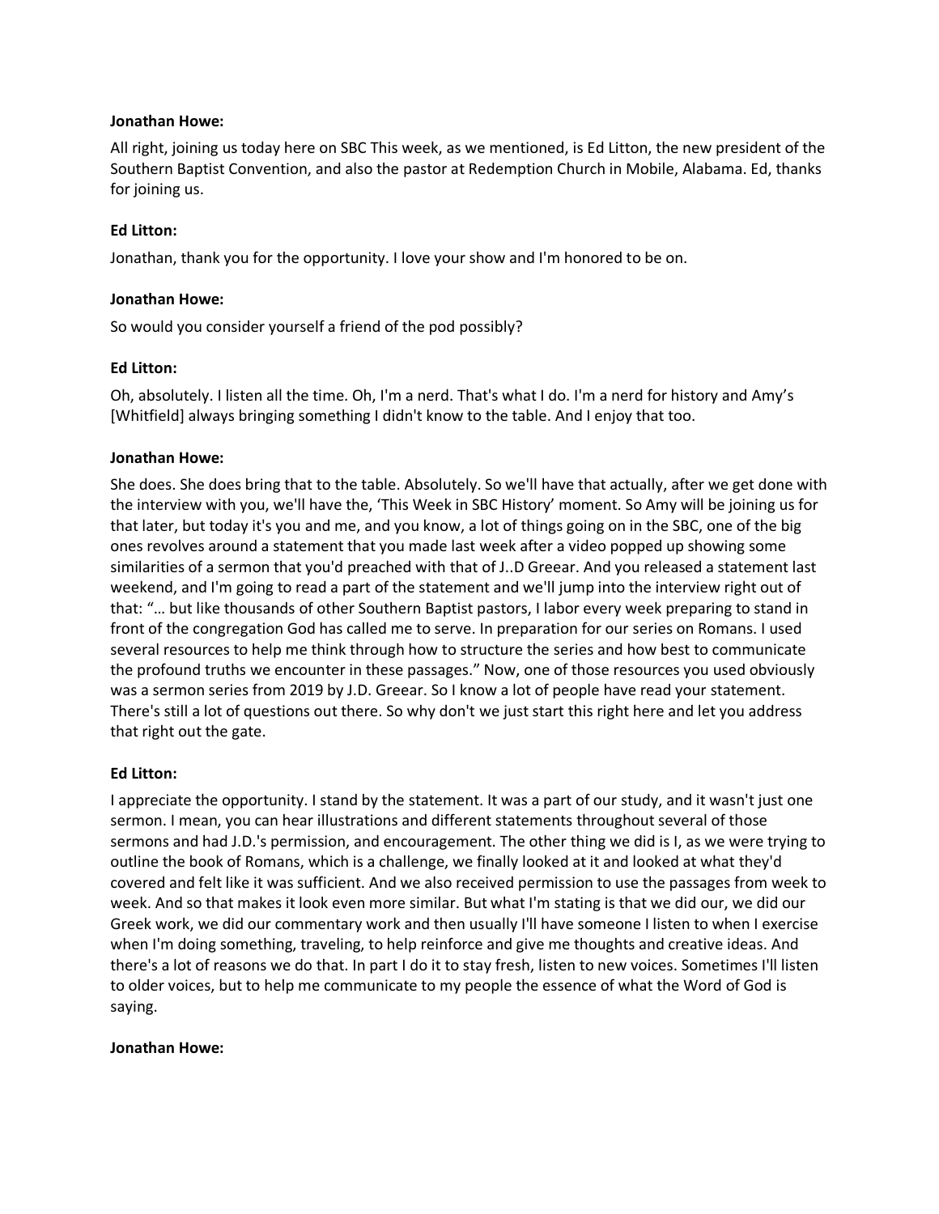**Jonathan Howe:**

All right, joining us today here on SBC This week, as we mentioned, is Ed Litton, the new president of the Southern Baptist Convention, and also the pastor at Redemption Church in Mobile, Alabama. Ed, thanks for joining us.

**Ed Litton:**

Jonathan, thank you for the opportunity. I love your show and I'm honored to be on.

**Jonathan Howe:**

So would you consider yourself a friend of the pod possibly?

**Ed Litton:**

Oh, absolutely. I listen all the time. Oh, I'm a nerd. That's what I do. I'm a nerd for history and Amy's [Whitfield] always bringing something I didn't know to the table. And I enjoy that too.

**Jonathan Howe:**

She does. She does bring that to the table. Absolutely. So we'll have that actually, after we get done with the interview with you, we'll have the, 'This Week in SBC History' moment. So Amy will be joining us for that later, but today it's you and me, and you know, a lot of things going on in the SBC, one of the big ones revolves around a statement that you made last week after a video popped up showing some similarities of a sermon that you'd preached with that of J..D Greear. And you released a statement last weekend, and I'm going to read a part of the statement and we'll jump into the interview right out of that: "… but like thousands of other Southern Baptist pastors, I labor every week preparing to stand in front of the congregation God has called me to serve. In preparation for our series on Romans. I used several resources to help me think through how to structure the series and how best to communicate the profound truths we encounter in these passages." Now, one of those resources you used obviously was a sermon series from 2019 by J.D. Greear. So I know a lot of people have read your statement. There's still a lot of questions out there. So why don't we just start this right here and let you address that right out the gate.

**Ed Litton:**

I appreciate the opportunity. I stand by the statement. It was a part of our study, and it wasn't just one sermon. I mean, you can hear illustrations and different statements throughout several of those sermons and had J.D.'s permission, and encouragement. The other thing we did is I, as we were trying to outline the book of Romans, which is a challenge, we finally looked at it and looked at what they'd covered and felt like it was sufficient. And we also received permission to use the passages from week to week. And so that makes it look even more similar. But what I'm stating is that we did our, we did our Greek work, we did our commentary work and then usually I'll have someone I listen to when I exercise when I'm doing something, traveling, to help reinforce and give me thoughts and creative ideas. And there's a lot of reasons we do that. In part I do it to stay fresh, listen to new voices. Sometimes I'll listen to older voices, but to help me communicate to my people the essence of what the Word of God is saying.

**Jonathan Howe:**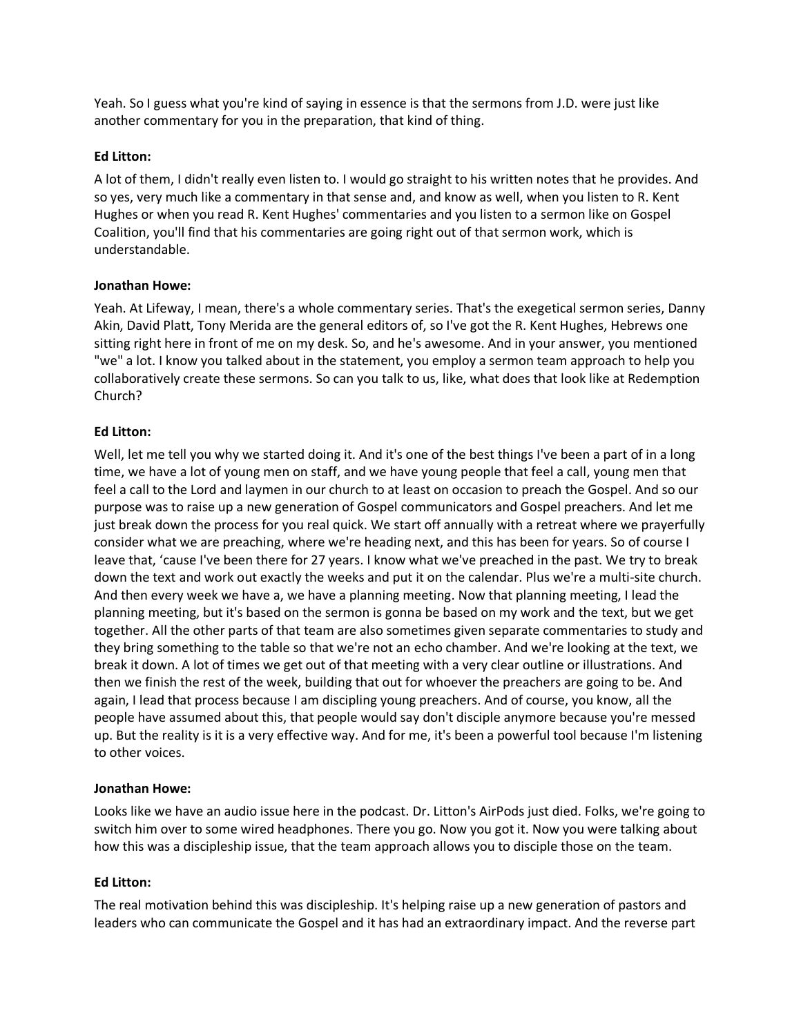Yeah. So I guess what you're kind of saying in essence is that the sermons from J.D. were just like another commentary for you in the preparation, that kind of thing.

**Ed Litton:**

A lot of them, I didn't really even listen to. I would go straight to his written notes that he provides. And so yes, very much like a commentary in that sense and, and know as well, when you listen to R. Kent Hughes or when you read R. Kent Hughes' commentaries and you listen to a sermon like on Gospel Coalition, you'll find that his commentaries are going right out of that sermon work, which is understandable.

**Jonathan Howe:**

Yeah. At Lifeway, I mean, there's a whole commentary series. That's the exegetical sermon series, Danny Akin, David Platt, Tony Merida are the general editors of, so I've got the R. Kent Hughes, Hebrews one sitting right here in front of me on my desk. So, and he's awesome. And in your answer, you mentioned "we" a lot. I know you talked about in the statement, you employ a sermon team approach to help you collaboratively create these sermons. So can you talk to us, like, what does that look like at Redemption Church?

**Ed Litton:**

Well, let me tell you why we started doing it. And it's one of the best things I've been a part of in a long time, we have a lot of young men on staff, and we have young people that feel a call, young men that feel a call to the Lord and laymen in our church to at least on occasion to preach the Gospel. And so our purpose was to raise up a new generation of Gospel communicators and Gospel preachers. And let me just break down the process for you real quick. We start off annually with a retreat where we prayerfully consider what we are preaching, where we're heading next, and this has been for years. So of course I leave that, 'cause I've been there for 27 years. I know what we've preached in the past. We try to break down the text and work out exactly the weeks and put it on the calendar. Plus we're a multi-site church. And then every week we have a, we have a planning meeting. Now that planning meeting, I lead the planning meeting, but it's based on the sermon is gonna be based on my work and the text, but we get together. All the other parts of that team are also sometimes given separate commentaries to study and they bring something to the table so that we're not an echo chamber. And we're looking at the text, we break it down. A lot of times we get out of that meeting with a very clear outline or illustrations. And then we finish the rest of the week, building that out for whoever the preachers are going to be. And again, I lead that process because I am discipling young preachers. And of course, you know, all the people have assumed about this, that people would say don't disciple anymore because you're messed up. But the reality is it is a very effective way. And for me, it's been a powerful tool because I'm listening to other voices.

**Jonathan Howe:**

Looks like we have an audio issue here in the podcast. Dr. Litton's AirPods just died. Folks, we're going to switch him over to some wired headphones. There you go. Now you got it. Now you were talking about how this was a discipleship issue, that the team approach allows you to disciple those on the team.

**Ed Litton:**

The real motivation behind this was discipleship. It's helping raise up a new generation of pastors and leaders who can communicate the Gospel and it has had an extraordinary impact. And the reverse part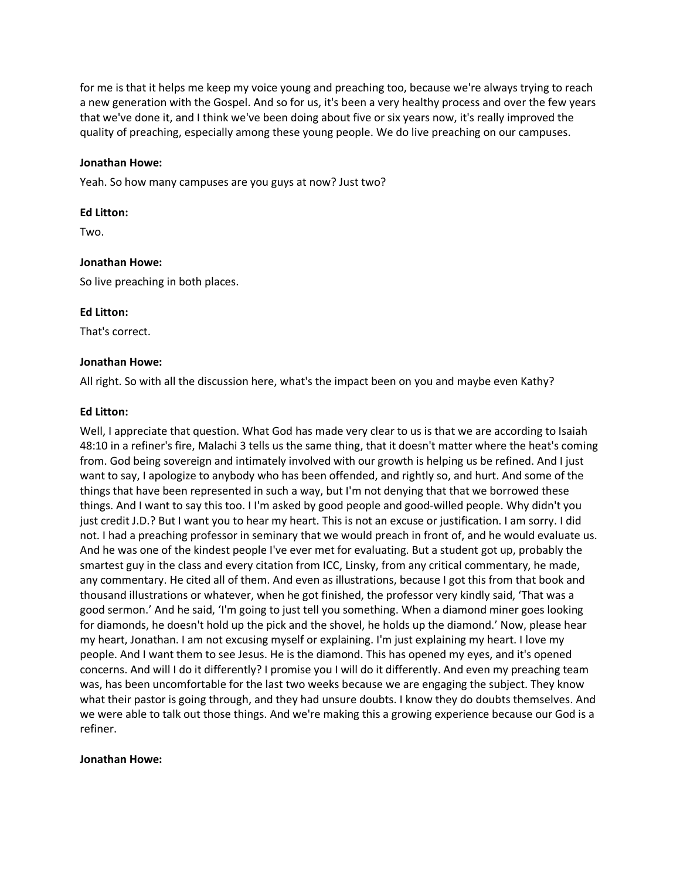for me is that it helps me keep my voice young and preaching too, because we're always trying to reach a new generation with the Gospel. And so for us, it's been a very healthy process and over the few years that we've done it, and I think we've been doing about five or six years now, it's really improved the quality of preaching, especially among these young people. We do live preaching on our campuses.

**Jonathan Howe:**

Yeah. So how many campuses are you guys at now? Just two?

**Ed Litton:**

Two.

**Jonathan Howe:**

So live preaching in both places.

**Ed Litton:**

That's correct.

**Jonathan Howe:**

All right. So with all the discussion here, what's the impact been on you and maybe even Kathy?

**Ed Litton:**

Well, I appreciate that question. What God has made very clear to us is that we are according to Isaiah 48:10 in a refiner's fire, Malachi 3 tells us the same thing, that it doesn't matter where the heat's coming from. God being sovereign and intimately involved with our growth is helping us be refined. And I just want to say, I apologize to anybody who has been offended, and rightly so, and hurt. And some of the things that have been represented in such a way, but I'm not denying that that we borrowed these things. And I want to say this too. I I'm asked by good people and good-willed people. Why didn't you just credit J.D.? But I want you to hear my heart. This is not an excuse or justification. I am sorry. I did not. I had a preaching professor in seminary that we would preach in front of, and he would evaluate us. And he was one of the kindest people I've ever met for evaluating. But a student got up, probably the smartest guy in the class and every citation from ICC, Linsky, from any critical commentary, he made, any commentary. He cited all of them. And even as illustrations, because I got this from that book and thousand illustrations or whatever, when he got finished, the professor very kindly said, 'That was a good sermon.' And he said, 'I'm going to just tell you something. When a diamond miner goes looking for diamonds, he doesn't hold up the pick and the shovel, he holds up the diamond.' Now, please hear my heart, Jonathan. I am not excusing myself or explaining. I'm just explaining my heart. I love my people. And I want them to see Jesus. He is the diamond. This has opened my eyes, and it's opened concerns. And will I do it differently? I promise you I will do it differently. And even my preaching team was, has been uncomfortable for the last two weeks because we are engaging the subject. They know what their pastor is going through, and they had unsure doubts. I know they do doubts themselves. And we were able to talk out those things. And we're making this a growing experience because our God is a refiner.

**Jonathan Howe:**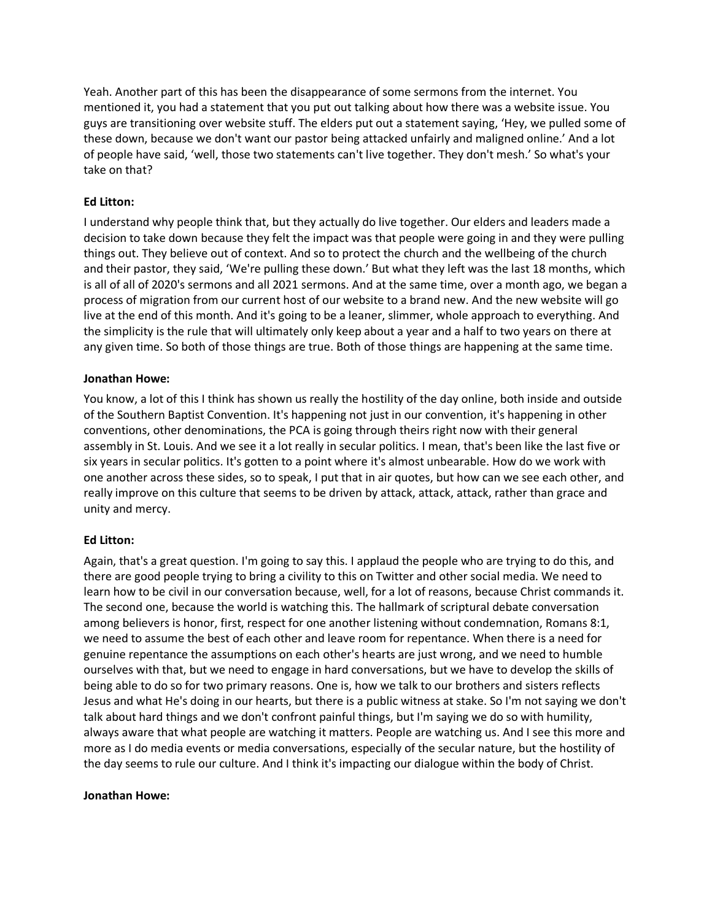Yeah. Another part of this has been the disappearance of some sermons from the internet. You mentioned it, you had a statement that you put out talking about how there was a website issue. You guys are transitioning over website stuff. The elders put out a statement saying, 'Hey, we pulled some of these down, because we don't want our pastor being attacked unfairly and maligned online.' And a lot of people have said, 'well, those two statements can't live together. They don't mesh.' So what's your take on that?

**Ed Litton:**

I understand why people think that, but they actually do live together. Our elders and leaders made a decision to take down because they felt the impact was that people were going in and they were pulling things out. They believe out of context. And so to protect the church and the wellbeing of the church and their pastor, they said, 'We're pulling these down.' But what they left was the last 18 months, which is all of all of 2020's sermons and all 2021 sermons. And at the same time, over a month ago, we began a process of migration from our current host of our website to a brand new. And the new website will go live at the end of this month. And it's going to be a leaner, slimmer, whole approach to everything. And the simplicity is the rule that will ultimately only keep about a year and a half to two years on there at any given time. So both of those things are true. Both of those things are happening at the same time.

**Jonathan Howe:**

You know, a lot of this I think has shown us really the hostility of the day online, both inside and outside of the Southern Baptist Convention. It's happening not just in our convention, it's happening in other conventions, other denominations, the PCA is going through theirs right now with their general assembly in St. Louis. And we see it a lot really in secular politics. I mean, that's been like the last five or six years in secular politics. It's gotten to a point where it's almost unbearable. How do we work with one another across these sides, so to speak, I put that in air quotes, but how can we see each other, and really improve on this culture that seems to be driven by attack, attack, attack, rather than grace and unity and mercy.

**Ed Litton:**

Again, that's a great question. I'm going to say this. I applaud the people who are trying to do this, and there are good people trying to bring a civility to this on Twitter and other social media. We need to learn how to be civil in our conversation because, well, for a lot of reasons, because Christ commands it. The second one, because the world is watching this. The hallmark of scriptural debate conversation among believers is honor, first, respect for one another listening without condemnation, Romans 8:1, we need to assume the best of each other and leave room for repentance. When there is a need for genuine repentance the assumptions on each other's hearts are just wrong, and we need to humble ourselves with that, but we need to engage in hard conversations, but we have to develop the skills of being able to do so for two primary reasons. One is, how we talk to our brothers and sisters reflects Jesus and what He's doing in our hearts, but there is a public witness at stake. So I'm not saying we don't talk about hard things and we don't confront painful things, but I'm saying we do so with humility, always aware that what people are watching it matters. People are watching us. And I see this more and more as I do media events or media conversations, especially of the secular nature, but the hostility of the day seems to rule our culture. And I think it's impacting our dialogue within the body of Christ.

**Jonathan Howe:**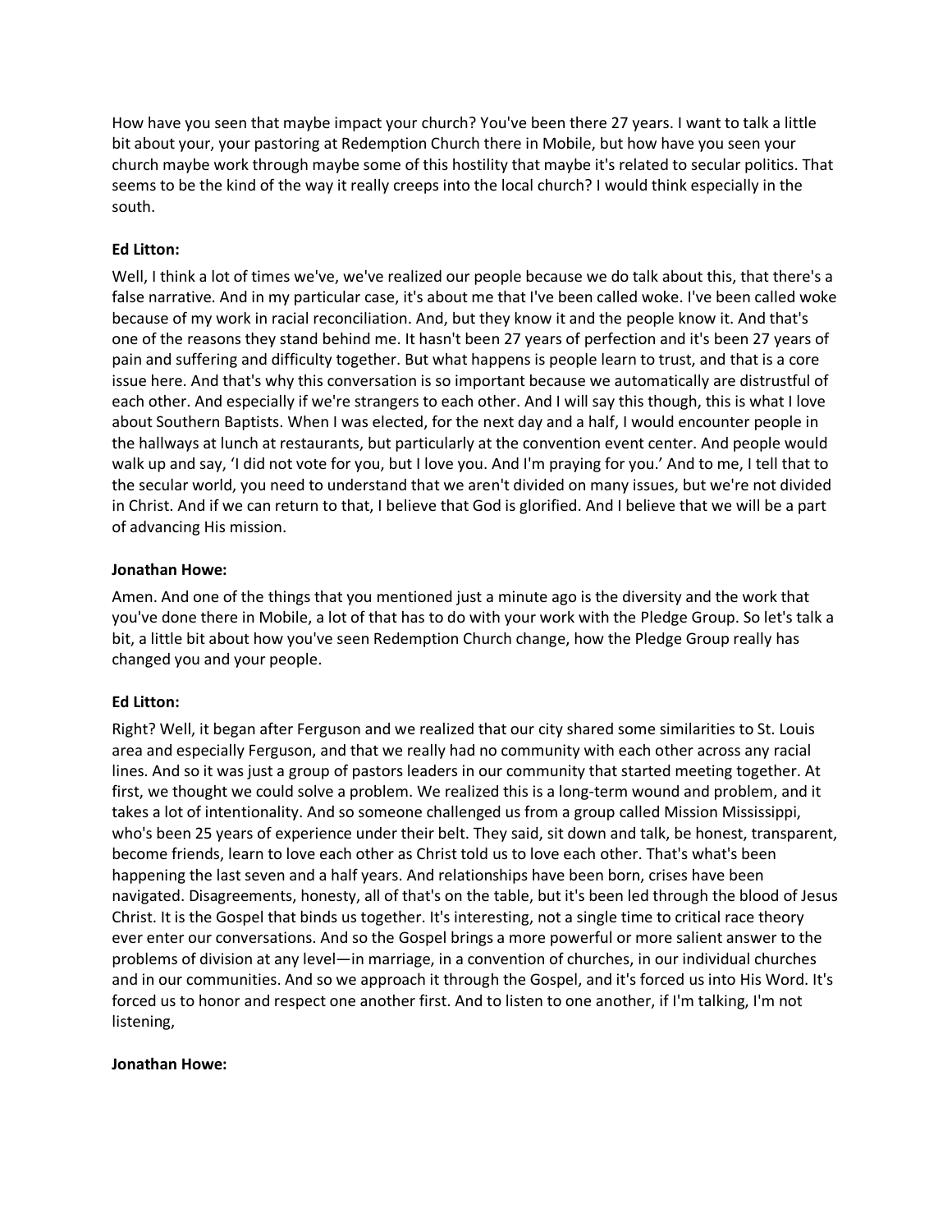How have you seen that maybe impact your church? You've been there 27 years. I want to talk a little bit about your, your pastoring at Redemption Church there in Mobile, but how have you seen your church maybe work through maybe some of this hostility that maybe it's related to secular politics. That seems to be the kind of the way it really creeps into the local church? I would think especially in the south.

**Ed Litton:**

Well, I think a lot of times we've, we've realized our people because we do talk about this, that there's a false narrative. And in my particular case, it's about me that I've been called woke. I've been called woke because of my work in racial reconciliation. And, but they know it and the people know it. And that's one of the reasons they stand behind me. It hasn't been 27 years of perfection and it's been 27 years of pain and suffering and difficulty together. But what happens is people learn to trust, and that is a core issue here. And that's why this conversation is so important because we automatically are distrustful of each other. And especially if we're strangers to each other. And I will say this though, this is what I love about Southern Baptists. When I was elected, for the next day and a half, I would encounter people in the hallways at lunch at restaurants, but particularly at the convention event center. And people would walk up and say, 'I did not vote for you, but I love you. And I'm praying for you.' And to me, I tell that to the secular world, you need to understand that we aren't divided on many issues, but we're not divided in Christ. And if we can return to that, I believe that God is glorified. And I believe that we will be a part of advancing His mission.

**Jonathan Howe:**

Amen. And one of the things that you mentioned just a minute ago is the diversity and the work that you've done there in Mobile, a lot of that has to do with your work with the Pledge Group. So let's talk a bit, a little bit about how you've seen Redemption Church change, how the Pledge Group really has changed you and your people.

**Ed Litton:**

Right? Well, it began after Ferguson and we realized that our city shared some similarities to St. Louis area and especially Ferguson, and that we really had no community with each other across any racial lines. And so it was just a group of pastors leaders in our community that started meeting together. At first, we thought we could solve a problem. We realized this is a long-term wound and problem, and it takes a lot of intentionality. And so someone challenged us from a group called Mission Mississippi, who's been 25 years of experience under their belt. They said, sit down and talk, be honest, transparent, become friends, learn to love each other as Christ told us to love each other. That's what's been happening the last seven and a half years. And relationships have been born, crises have been navigated. Disagreements, honesty, all of that's on the table, but it's been led through the blood of Jesus Christ. It is the Gospel that binds us together. It's interesting, not a single time to critical race theory ever enter our conversations. And so the Gospel brings a more powerful or more salient answer to the problems of division at any level—in marriage, in a convention of churches, in our individual churches and in our communities. And so we approach it through the Gospel, and it's forced us into His Word. It's forced us to honor and respect one another first. And to listen to one another, if I'm talking, I'm not listening,

**Jonathan Howe:**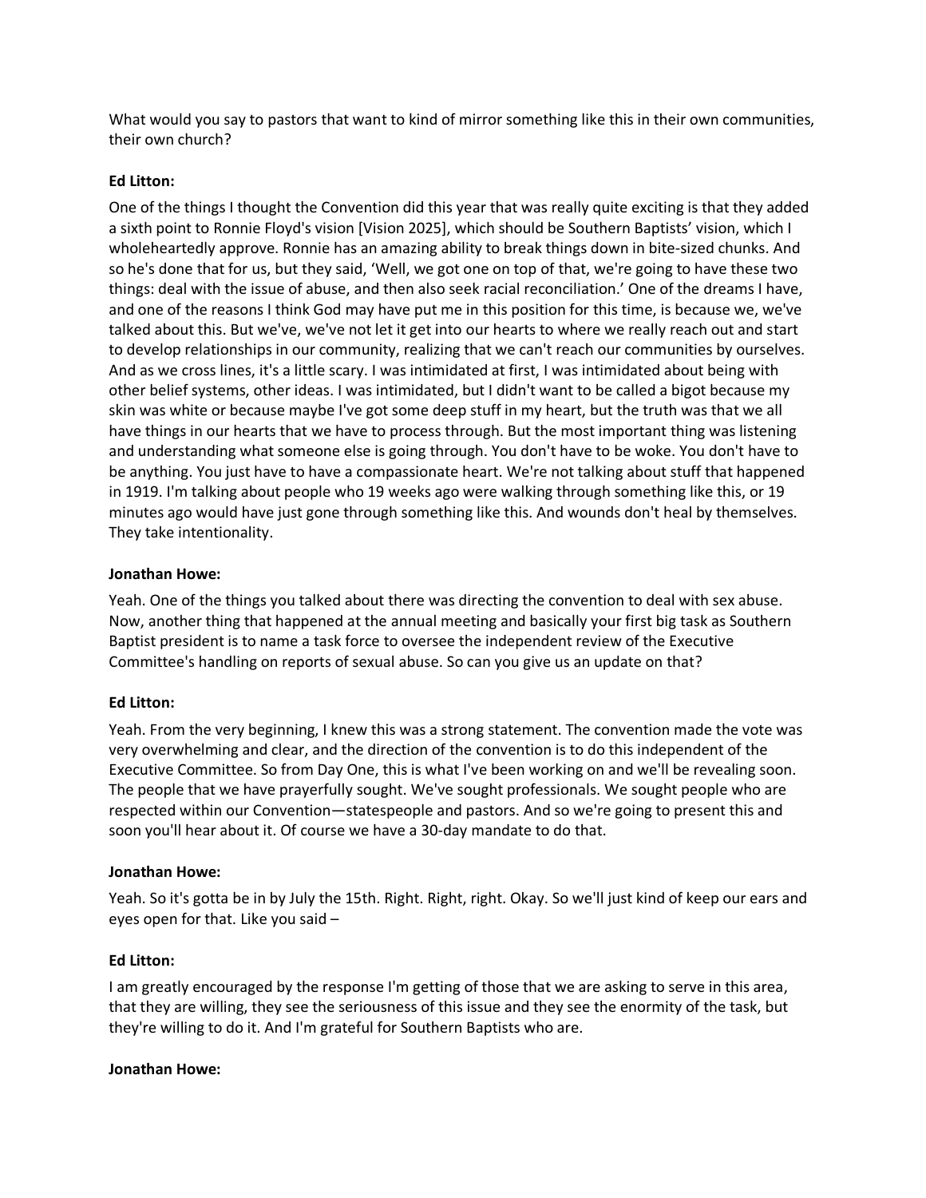What would you say to pastors that want to kind of mirror something like this in their own communities, their own church?

**Ed Litton:**

One of the things I thought the Convention did this year that was really quite exciting is that they added a sixth point to Ronnie Floyd's vision [Vision 2025], which should be Southern Baptists' vision, which I wholeheartedly approve. Ronnie has an amazing ability to break things down in bite-sized chunks. And so he's done that for us, but they said, 'Well, we got one on top of that, we're going to have these two things: deal with the issue of abuse, and then also seek racial reconciliation.' One of the dreams I have, and one of the reasons I think God may have put me in this position for this time, is because we, we've talked about this. But we've, we've not let it get into our hearts to where we really reach out and start to develop relationships in our community, realizing that we can't reach our communities by ourselves. And as we cross lines, it's a little scary. I was intimidated at first, I was intimidated about being with other belief systems, other ideas. I was intimidated, but I didn't want to be called a bigot because my skin was white or because maybe I've got some deep stuff in my heart, but the truth was that we all have things in our hearts that we have to process through. But the most important thing was listening and understanding what someone else is going through. You don't have to be woke. You don't have to be anything. You just have to have a compassionate heart. We're not talking about stuff that happened in 1919. I'm talking about people who 19 weeks ago were walking through something like this, or 19 minutes ago would have just gone through something like this. And wounds don't heal by themselves. They take intentionality.

**Jonathan Howe:**

Yeah. One of the things you talked about there was directing the convention to deal with sex abuse. Now, another thing that happened at the annual meeting and basically your first big task as Southern Baptist president is to name a task force to oversee the independent review of the Executive Committee's handling on reports of sexual abuse. So can you give us an update on that?

**Ed Litton:**

Yeah. From the very beginning, I knew this was a strong statement. The convention made the vote was very overwhelming and clear, and the direction of the convention is to do this independent of the Executive Committee. So from Day One, this is what I've been working on and we'll be revealing soon. The people that we have prayerfully sought. We've sought professionals. We sought people who are respected within our Convention—statespeople and pastors. And so we're going to present this and soon you'll hear about it. Of course we have a 30-day mandate to do that.

**Jonathan Howe:**

Yeah. So it's gotta be in by July the 15th. Right. Right, right. Okay. So we'll just kind of keep our ears and eyes open for that. Like you said –

**Ed Litton:**

I am greatly encouraged by the response I'm getting of those that we are asking to serve in this area, that they are willing, they see the seriousness of this issue and they see the enormity of the task, but they're willing to do it. And I'm grateful for Southern Baptists who are.

**Jonathan Howe:**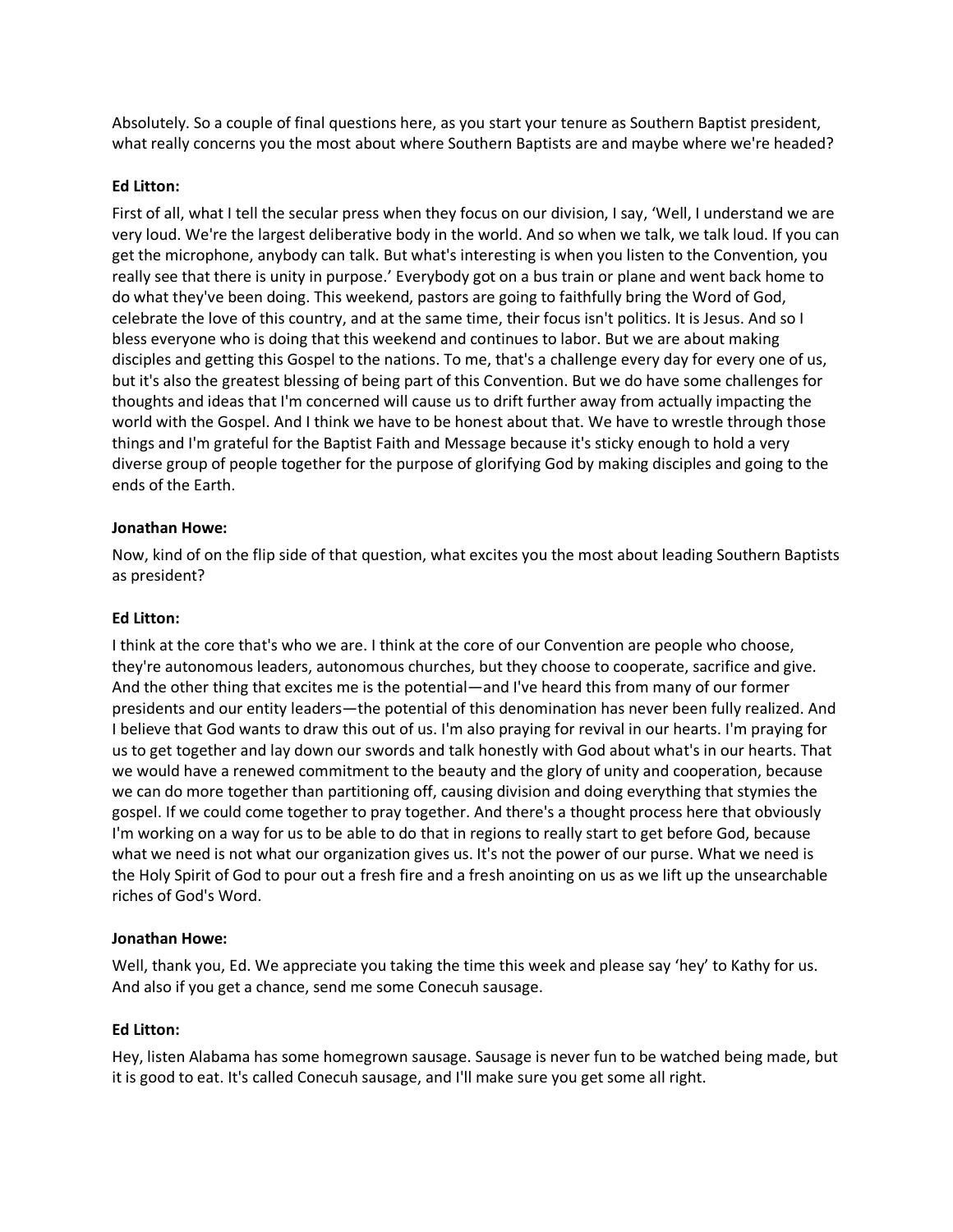Absolutely. So a couple of final questions here, as you start your tenure as Southern Baptist president, what really concerns you the most about where Southern Baptists are and maybe where we're headed?

**Ed Litton:**

First of all, what I tell the secular press when they focus on our division, I say, 'Well, I understand we are very loud. We're the largest deliberative body in the world. And so when we talk, we talk loud. If you can get the microphone, anybody can talk. But what's interesting is when you listen to the Convention, you really see that there is unity in purpose.' Everybody got on a bus train or plane and went back home to do what they've been doing. This weekend, pastors are going to faithfully bring the Word of God, celebrate the love of this country, and at the same time, their focus isn't politics. It is Jesus. And so I bless everyone who is doing that this weekend and continues to labor. But we are about making disciples and getting this Gospel to the nations. To me, that's a challenge every day for every one of us, but it's also the greatest blessing of being part of this Convention. But we do have some challenges for thoughts and ideas that I'm concerned will cause us to drift further away from actually impacting the world with the Gospel. And I think we have to be honest about that. We have to wrestle through those things and I'm grateful for the Baptist Faith and Message because it's sticky enough to hold a very diverse group of people together for the purpose of glorifying God by making disciples and going to the ends of the Earth.

**Jonathan Howe:**

Now, kind of on the flip side of that question, what excites you the most about leading Southern Baptists as president?

**Ed Litton:**

I think at the core that's who we are. I think at the core of our Convention are people who choose, they're autonomous leaders, autonomous churches, but they choose to cooperate, sacrifice and give. And the other thing that excites me is the potential—and I've heard this from many of our former presidents and our entity leaders—the potential of this denomination has never been fully realized. And I believe that God wants to draw this out of us. I'm also praying for revival in our hearts. I'm praying for us to get together and lay down our swords and talk honestly with God about what's in our hearts. That we would have a renewed commitment to the beauty and the glory of unity and cooperation, because we can do more together than partitioning off, causing division and doing everything that stymies the gospel. If we could come together to pray together. And there's a thought process here that obviously I'm working on a way for us to be able to do that in regions to really start to get before God, because what we need is not what our organization gives us. It's not the power of our purse. What we need is the Holy Spirit of God to pour out a fresh fire and a fresh anointing on us as we lift up the unsearchable riches of God's Word.

**Jonathan Howe:**

Well, thank you, Ed. We appreciate you taking the time this week and please say 'hey' to Kathy for us. And also if you get a chance, send me some Conecuh sausage.

**Ed Litton:**

Hey, listen Alabama has some homegrown sausage. Sausage is never fun to be watched being made, but it is good to eat. It's called Conecuh sausage, and I'll make sure you get some all right.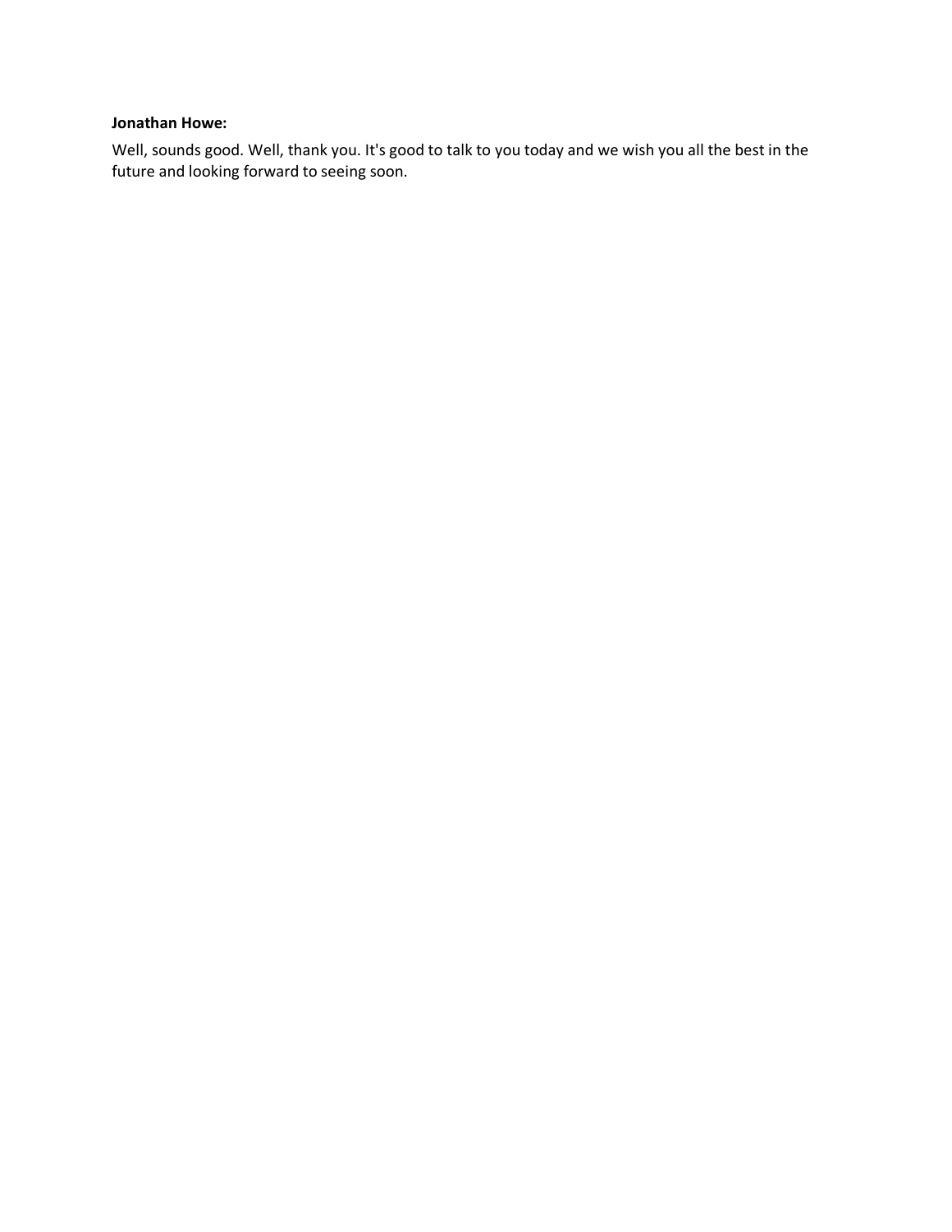**Jonathan Howe:**

Well, sounds good. Well, thank you. It's good to talk to you today and we wish you all the best in the future and looking forward to seeing soon.